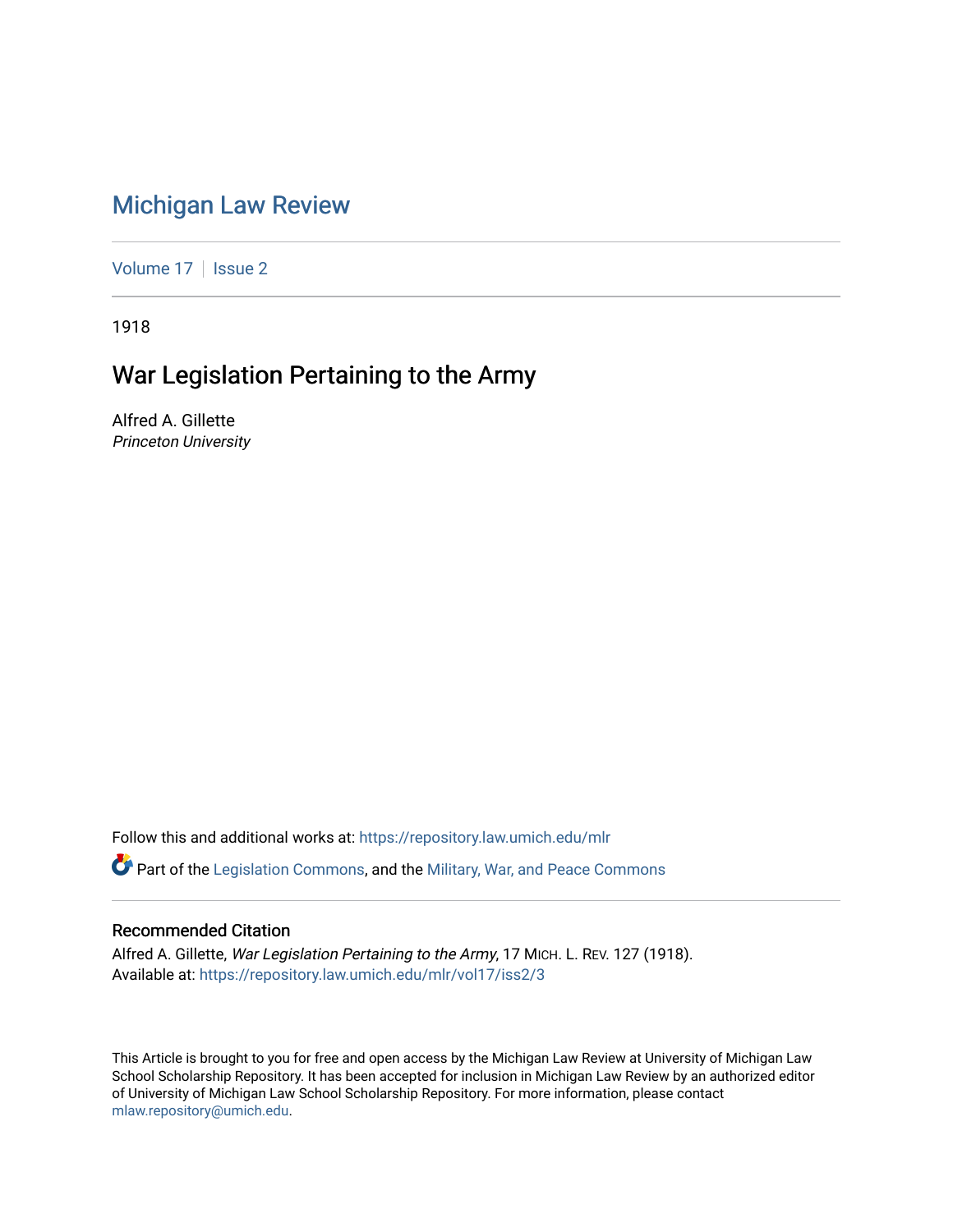# Michigan Law Review

Volume 17 | Issue 2

1918

## War Legislation Pertaining to the Army

Alfred A. Gillette
*Princeton University*

Follow this and additional works at: https://repository.law.umich.edu/mlr

Part of the Legislation Commons, and the Military, War, and Peace Commons

### Recommended Citation

Alfred A. Gillette, *War Legislation Pertaining to the Army*, 17 MICH. L. REV. 127 (1918).
Available at: https://repository.law.umich.edu/mlr/vol17/iss2/3

This Article is brought to you for free and open access by the Michigan Law Review at University of Michigan Law School Scholarship Repository. It has been accepted for inclusion in Michigan Law Review by an authorized editor of University of Michigan Law School Scholarship Repository. For more information, please contact mlaw.repository@umich.edu.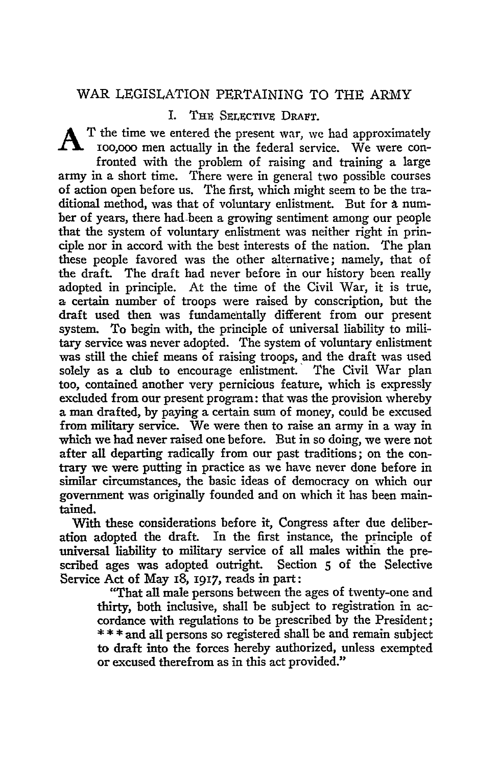## WAR LEGISLATION PERTAINING TO THE ARMY

### I. The Selective Draft.

At the time we entered the present war, we had approximately 100,000 men actually in the federal service. We were confronted with the problem of raising and training a large army in a short time. There were in general two possible courses of action open before us. The first, which might seem to be the traditional method, was that of voluntary enlistment. But for a number of years, there had been a growing sentiment among our people that the system of voluntary enlistment was neither right in principle nor in accord with the best interests of the nation. The plan these people favored was the other alternative; namely, that of the draft. The draft had never before in our history been really adopted in principle. At the time of the Civil War, it is true, a certain number of troops were raised by conscription, but the draft used then was fundamentally different from our present system. To begin with, the principle of universal liability to military service was never adopted. The system of voluntary enlistment was still the chief means of raising troops, and the draft was used solely as a club to encourage enlistment. The Civil War plan too, contained another very pernicious feature, which is expressly excluded from our present program: that was the provision whereby a man drafted, by paying a certain sum of money, could be excused from military service. We were then to raise an army in a way in which we had never raised one before. But in so doing, we were not after all departing radically from our past traditions; on the contrary we were putting in practice as we have never done before in similar circumstances, the basic ideas of democracy on which our government was originally founded and on which it has been maintained.

With these considerations before it, Congress after due deliberation adopted the draft. In the first instance, the principle of universal liability to military service of all males within the prescribed ages was adopted outright. Section 5 of the Selective Service Act of May 18, 1917, reads in part:

> "That all male persons between the ages of twenty-one and thirty, both inclusive, shall be subject to registration in accordance with regulations to be prescribed by the President; * * * and all persons so registered shall be and remain subject to draft into the forces hereby authorized, unless exempted or excused therefrom as in this act provided."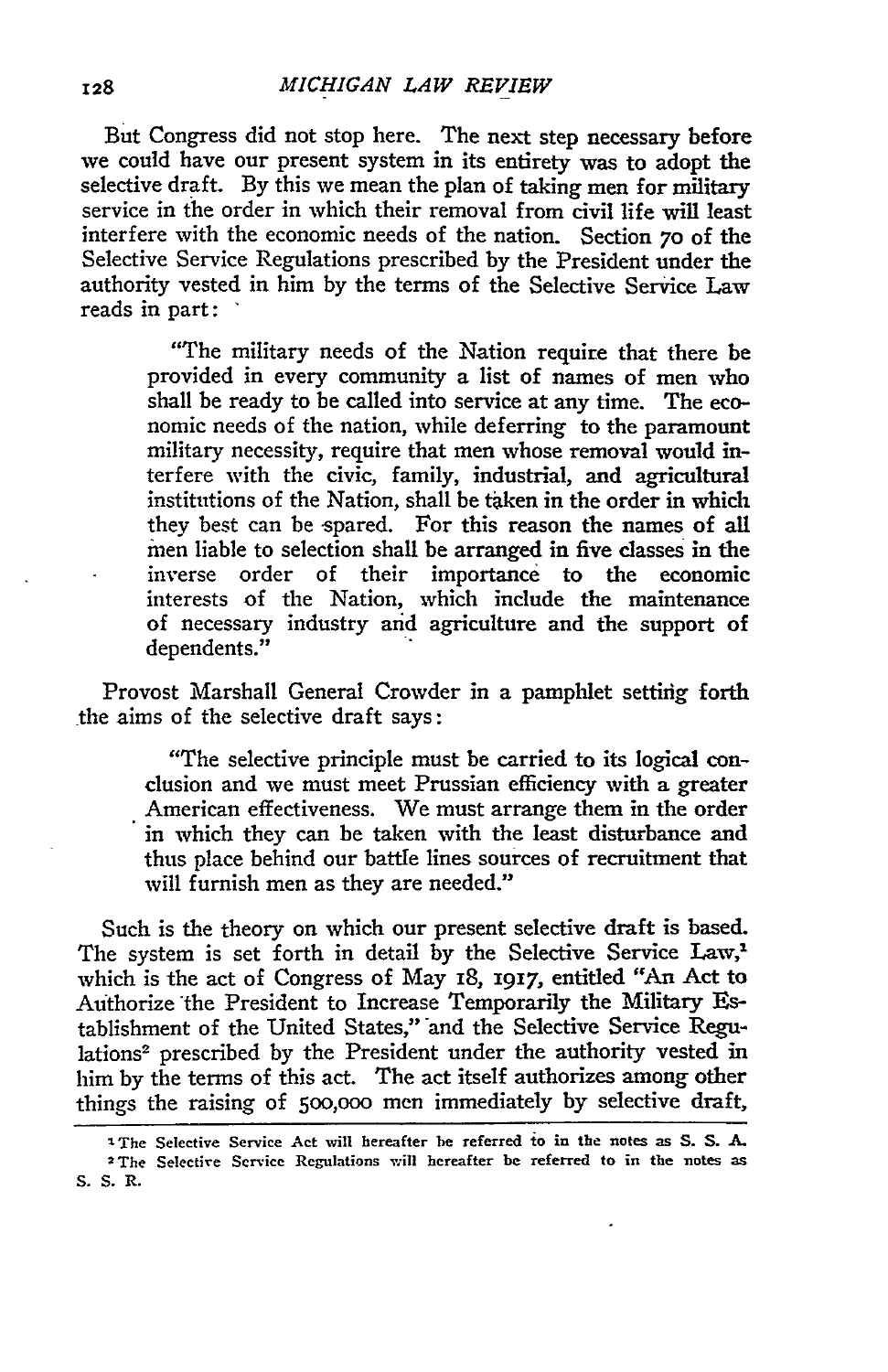But Congress did not stop here. The next step necessary before we could have our present system in its entirety was to adopt the selective draft. By this we mean the plan of taking men for military service in the order in which their removal from civil life will least interfere with the economic needs of the nation. Section 70 of the Selective Service Regulations prescribed by the President under the authority vested in him by the terms of the Selective Service Law reads in part:

> "The military needs of the Nation require that there be provided in every community a list of names of men who shall be ready to be called into service at any time. The economic needs of the nation, while deferring to the paramount military necessity, require that men whose removal would interfere with the civic, family, industrial, and agricultural institutions of the Nation, shall be taken in the order in which they best can be spared. For this reason the names of all men liable to selection shall be arranged in five classes in the inverse order of their importance to the economic interests of the Nation, which include the maintenance of necessary industry and agriculture and the support of dependents."

Provost Marshall General Crowder in a pamphlet setting forth the aims of the selective draft says:

> "The selective principle must be carried to its logical conclusion and we must meet Prussian efficiency with a greater American effectiveness. We must arrange them in the order in which they can be taken with the least disturbance and thus place behind our battle lines sources of recruitment that will furnish men as they are needed."

Such is the theory on which our present selective draft is based. The system is set forth in detail by the Selective Service Law,[1] which is the act of Congress of May 18, 1917, entitled "An Act to Authorize the President to Increase Temporarily the Military Establishment of the United States," and the Selective Service Regulations[2] prescribed by the President under the authority vested in him by the terms of this act. The act itself authorizes among other things the raising of 500,000 men immediately by selective draft,

---

[1] The Selective Service Act will hereafter be referred to in the notes as S. S. A.

[2] The Selective Service Regulations will hereafter be referred to in the notes as S. S. R.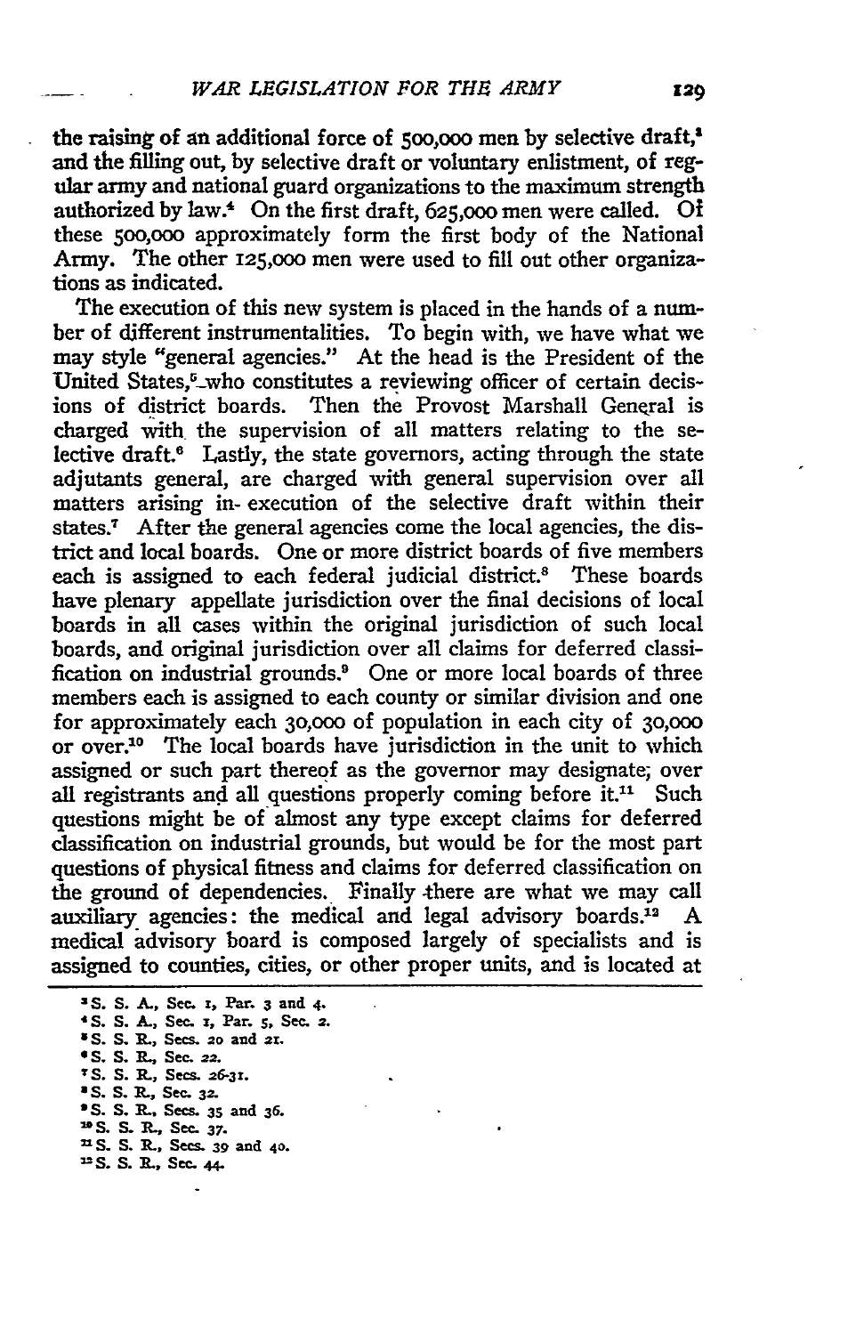the raising of an additional force of 500,000 men by selective draft,[3] and the filling out, by selective draft or voluntary enlistment, of regular army and national guard organizations to the maximum strength authorized by law.[4] On the first draft, 625,000 men were called. Of these 500,000 approximately form the first body of the National Army. The other 125,000 men were used to fill out other organizations as indicated.

The execution of this new system is placed in the hands of a number of different instrumentalities. To begin with, we have what we may style "general agencies." At the head is the President of the United States,[5] who constitutes a reviewing officer of certain decisions of district boards. Then the Provost Marshall General is charged with the supervision of all matters relating to the selective draft.[6] Lastly, the state governors, acting through the state adjutants general, are charged with general supervision over all matters arising in execution of the selective draft within their states.[7] After the general agencies come the local agencies, the district and local boards. One or more district boards of five members each is assigned to each federal judicial district.[8] These boards have plenary appellate jurisdiction over the final decisions of local boards in all cases within the original jurisdiction of such local boards, and original jurisdiction over all claims for deferred classification on industrial grounds.[9] One or more local boards of three members each is assigned to each county or similar division and one for approximately each 30,000 of population in each city of 30,000 or over.[10] The local boards have jurisdiction in the unit to which assigned or such part thereof as the governor may designate; over all registrants and all questions properly coming before it.[11] Such questions might be of almost any type except claims for deferred classification on industrial grounds, but would be for the most part questions of physical fitness and claims for deferred classification on the ground of dependencies. Finally there are what we may call auxiliary agencies: the medical and legal advisory boards.[12] A medical advisory board is composed largely of specialists and is assigned to counties, cities, or other proper units, and is located at

---

[3] S. S. A., Sec. 1, Par. 3 and 4.
[4] S. S. A., Sec. 1, Par. 5, Sec. 2.
[5] S. S. R., Secs. 20 and 21.
[6] S. S. R., Sec. 22.
[7] S. S. R., Secs. 26-31.
[8] S. S. R., Sec. 32.
[9] S. S. R., Secs. 35 and 36.
[10] S. S. R., Sec. 37.
[11] S. S. R., Secs. 39 and 40.
[12] S. S. R., Sec. 44.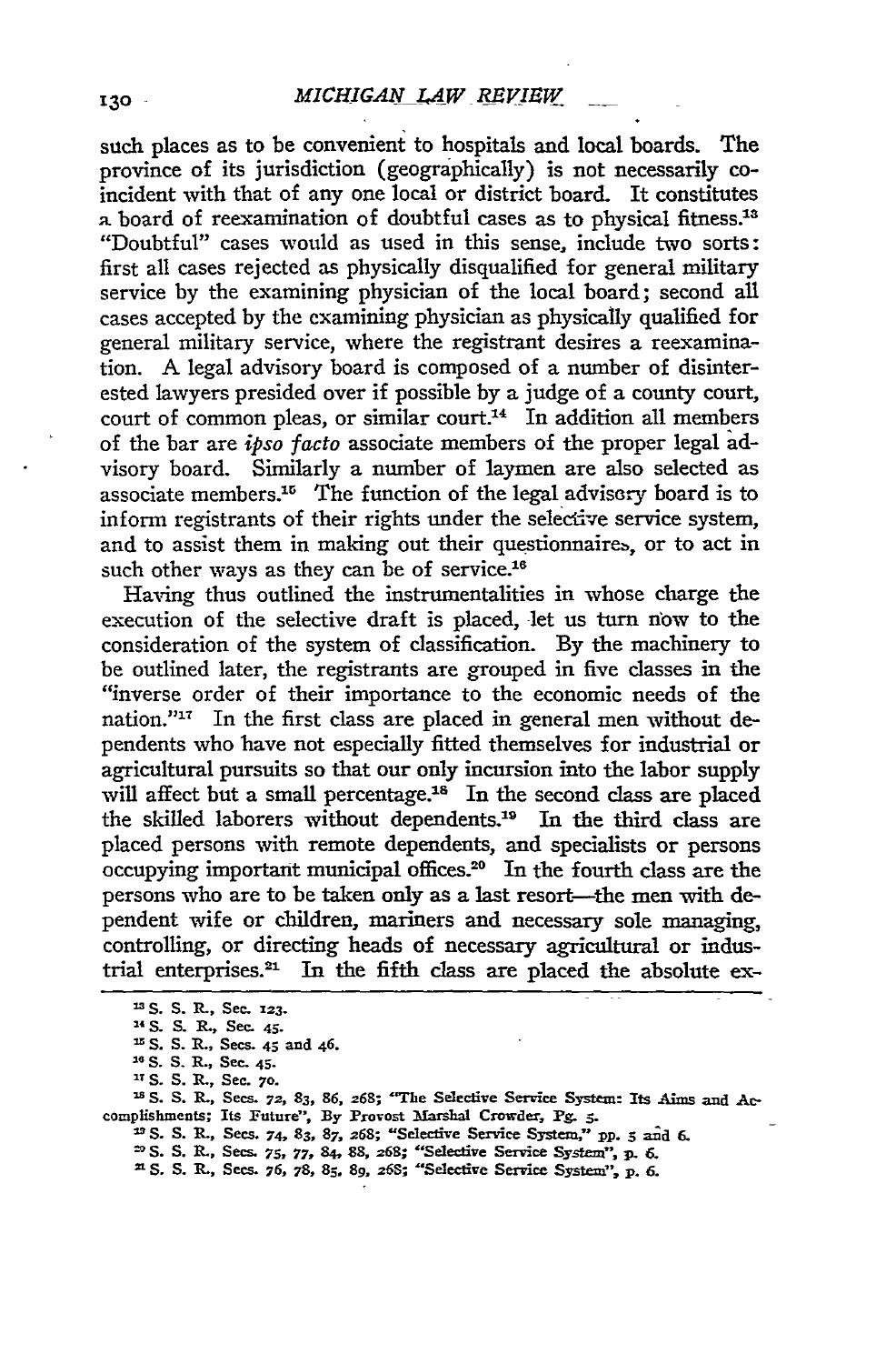such places as to be convenient to hospitals and local boards. The province of its jurisdiction (geographically) is not necessarily coincident with that of any one local or district board. It constitutes a board of reexamination of doubtful cases as to physical fitness.[13] "Doubtful" cases would as used in this sense, include two sorts: first all cases rejected as physically disqualified for general military service by the examining physician of the local board; second all cases accepted by the examining physician as physically qualified for general military service, where the registrant desires a reexamination. A legal advisory board is composed of a number of disinterested lawyers presided over if possible by a judge of a county court, court of common pleas, or similar court.[14] In addition all members of the bar are *ipso facto* associate members of the proper legal advisory board. Similarly a number of laymen are also selected as associate members.[15] The function of the legal advisory board is to inform registrants of their rights under the selective service system, and to assist them in making out their questionnaires, or to act in such other ways as they can be of service.[16]

Having thus outlined the instrumentalities in whose charge the execution of the selective draft is placed, let us turn now to the consideration of the system of classification. By the machinery to be outlined later, the registrants are grouped in five classes in the "inverse order of their importance to the economic needs of the nation."[17] In the first class are placed in general men without dependents who have not especially fitted themselves for industrial or agricultural pursuits so that our only incursion into the labor supply will affect but a small percentage.[18] In the second class are placed the skilled laborers without dependents.[19] In the third class are placed persons with remote dependents, and specialists or persons occupying important municipal offices.[20] In the fourth class are the persons who are to be taken only as a last resort—the men with dependent wife or children, mariners and necessary sole managing, controlling, or directing heads of necessary agricultural or industrial enterprises.[21] In the fifth class are placed the absolute ex-

---

[13] S. S. R., Sec. 123.

[14] S. S. R., Sec. 45.

[15] S. S. R., Secs. 45 and 46.

[16] S. S. R., Sec. 45.

[17] S. S. R., Sec. 70.

[18] S. S. R., Secs. 72, 83, 86, 268; "The Selective Service System: Its Aims and Accomplishments; Its Future", By Provost Marshal Crowder, Pg. 5.

[19] S. S. R., Secs. 74, 83, 87, 268; "Selective Service System," pp. 5 and 6.

[20] S. S. R., Secs. 75, 77, 84, 88, 268; "Selective Service System", p. 6.

[21] S. S. R., Secs. 76, 78, 85, 89, 268; "Selective Service System", p. 6.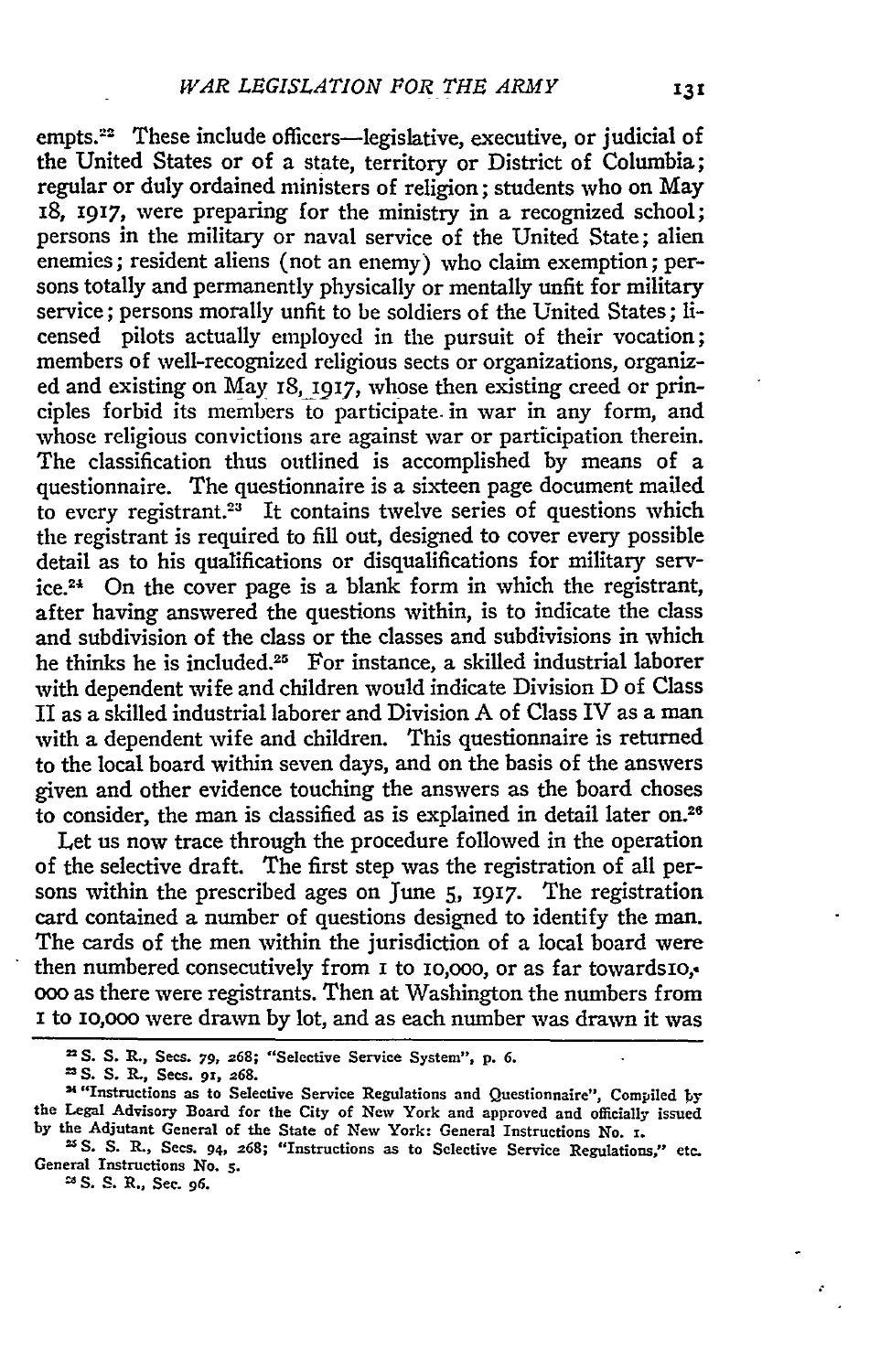empts.[22] These include officers—legislative, executive, or judicial of the United States or of a state, territory or District of Columbia; regular or duly ordained ministers of religion; students who on May 18, 1917, were preparing for the ministry in a recognized school; persons in the military or naval service of the United State; alien enemies; resident aliens (not an enemy) who claim exemption; persons totally and permanently physically or mentally unfit for military service; persons morally unfit to be soldiers of the United States; licensed pilots actually employed in the pursuit of their vocation; members of well-recognized religious sects or organizations, organized and existing on May 18, 1917, whose then existing creed or principles forbid its members to participate in war in any form, and whose religious convictions are against war or participation therein. The classification thus outlined is accomplished by means of a questionnaire. The questionnaire is a sixteen page document mailed to every registrant.[23] It contains twelve series of questions which the registrant is required to fill out, designed to cover every possible detail as to his qualifications or disqualifications for military service.[24] On the cover page is a blank form in which the registrant, after having answered the questions within, is to indicate the class and subdivision of the class or the classes and subdivisions in which he thinks he is included.[25] For instance, a skilled industrial laborer with dependent wife and children would indicate Division D of Class II as a skilled industrial laborer and Division A of Class IV as a man with a dependent wife and children. This questionnaire is returned to the local board within seven days, and on the basis of the answers given and other evidence touching the answers as the board choses to consider, the man is classified as is explained in detail later on.[26]

Let us now trace through the procedure followed in the operation of the selective draft. The first step was the registration of all persons within the prescribed ages on June 5, 1917. The registration card contained a number of questions designed to identify the man. The cards of the men within the jurisdiction of a local board were then numbered consecutively from 1 to 10,000, or as far towards10,000 as there were registrants. Then at Washington the numbers from 1 to 10,000 were drawn by lot, and as each number was drawn it was

---

[22] S. S. R., Secs. 79, 268; "Selective Service System", p. 6.

[23] S. S. R., Secs. 91, 268.

[24] "Instructions as to Selective Service Regulations and Questionnaire", Compiled by the Legal Advisory Board for the City of New York and approved and officially issued by the Adjutant General of the State of New York: General Instructions No. 1.

[25] S. S. R., Secs. 94, 268; "Instructions as to Selective Service Regulations," etc. General Instructions No. 5.

[26] S. S. R., Sec. 96.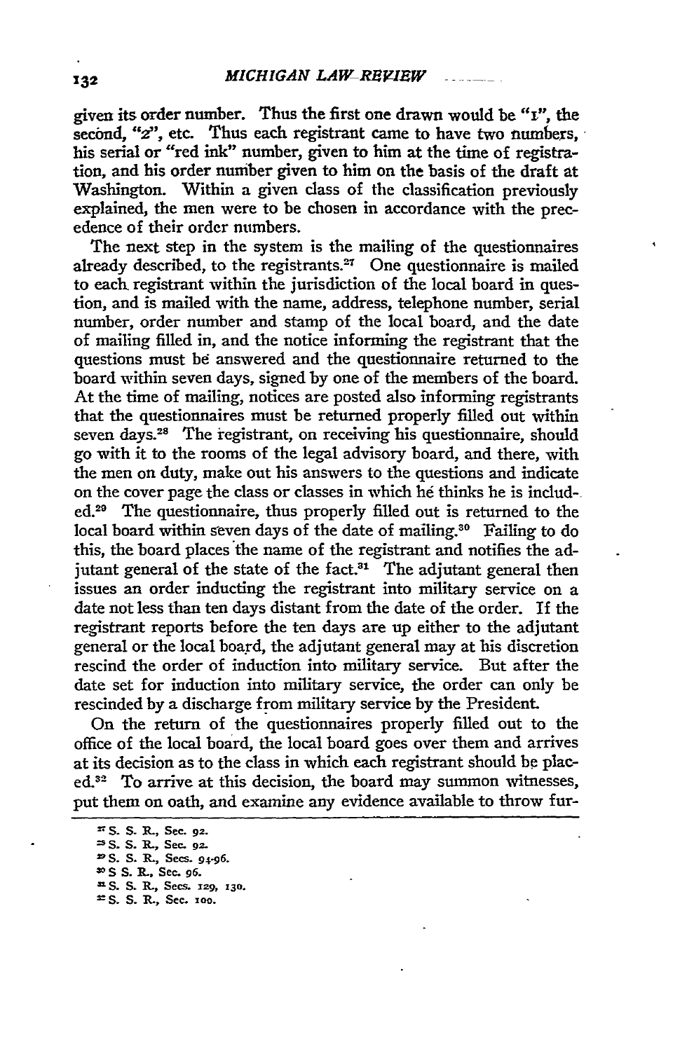given its order number. Thus the first one drawn would be "1", the second, "2", etc. Thus each registrant came to have two numbers, his serial or "red ink" number, given to him at the time of registration, and his order number given to him on the basis of the draft at Washington. Within a given class of the classification previously explained, the men were to be chosen in accordance with the precedence of their order numbers.

The next step in the system is the mailing of the questionnaires already described, to the registrants.[27] One questionnaire is mailed to each registrant within the jurisdiction of the local board in question, and is mailed with the name, address, telephone number, serial number, order number and stamp of the local board, and the date of mailing filled in, and the notice informing the registrant that the questions must be answered and the questionnaire returned to the board within seven days, signed by one of the members of the board. At the time of mailing, notices are posted also informing registrants that the questionnaires must be returned properly filled out within seven days.[28] The registrant, on receiving his questionnaire, should go with it to the rooms of the legal advisory board, and there, with the men on duty, make out his answers to the questions and indicate on the cover page the class or classes in which he thinks he is included.[29] The questionnaire, thus properly filled out is returned to the local board within seven days of the date of mailing.[30] Failing to do this, the board places the name of the registrant and notifies the adjutant general of the state of the fact.[31] The adjutant general then issues an order inducting the registrant into military service on a date not less than ten days distant from the date of the order. If the registrant reports before the ten days are up either to the adjutant general or the local board, the adjutant general may at his discretion rescind the order of induction into military service. But after the date set for induction into military service, the order can only be rescinded by a discharge from military service by the President.

On the return of the questionnaires properly filled out to the office of the local board, the local board goes over them and arrives at its decision as to the class in which each registrant should be placed.[32] To arrive at this decision, the board may summon witnesses, put them on oath, and examine any evidence available to throw fur-

---

[27] S. S. R., Sec. 92.

[28] S. S. R., Sec. 92.

[29] S. S. R., Secs. 94-96.

[30] S S. R., Sec. 96.

[31] S. S. R., Secs. 129, 130.

[32] S. S. R., Sec. 100.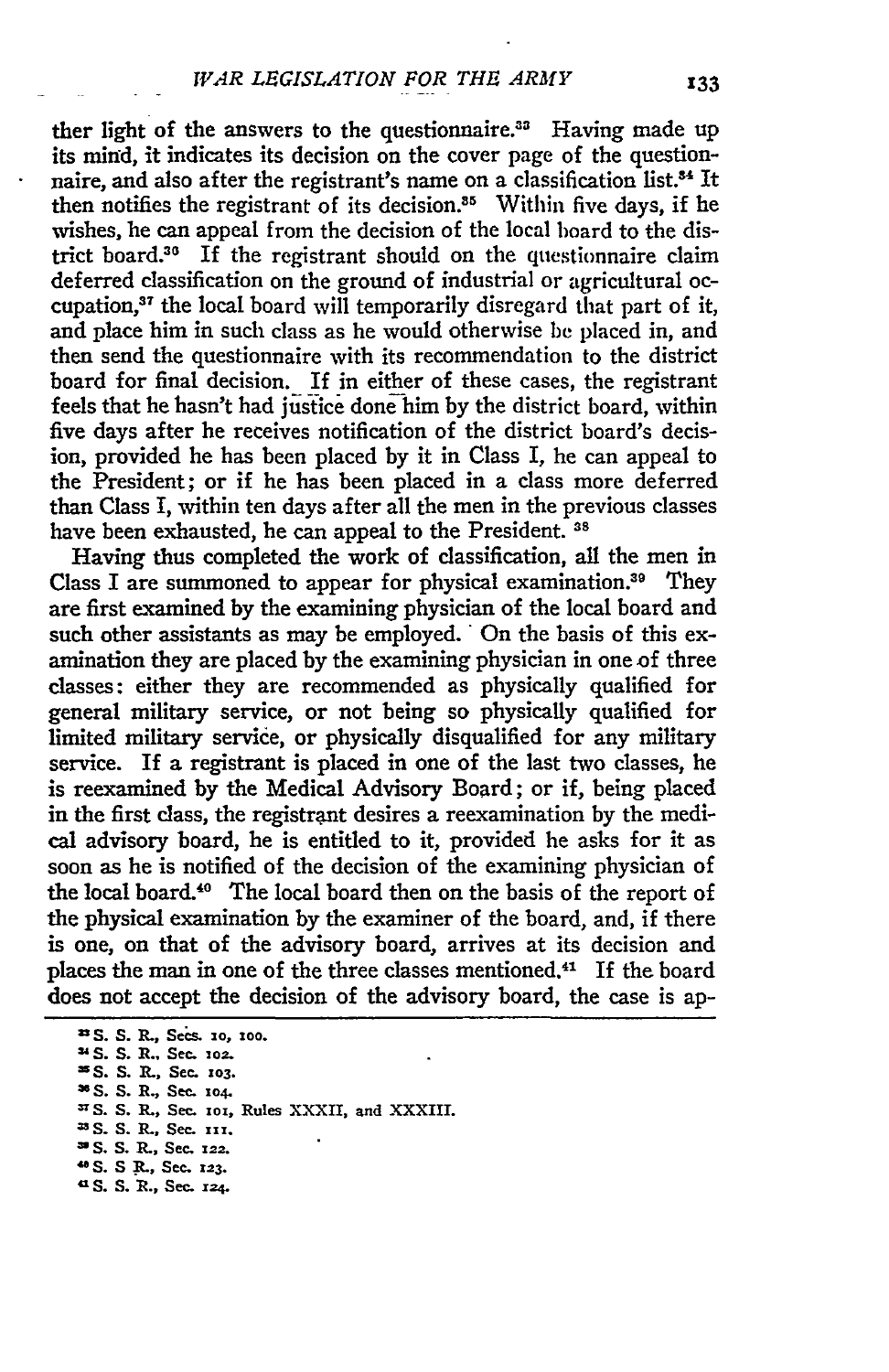ther light of the answers to the questionnaire.[33] Having made up its mind, it indicates its decision on the cover page of the questionnaire, and also after the registrant's name on a classification list.[34] It then notifies the registrant of its decision.[35] Within five days, if he wishes, he can appeal from the decision of the local board to the district board.[36] If the registrant should on the questionnaire claim deferred classification on the ground of industrial or agricultural occupation,[37] the local board will temporarily disregard that part of it, and place him in such class as he would otherwise be placed in, and then send the questionnaire with its recommendation to the district board for final decision. If in either of these cases, the registrant feels that he hasn't had justice done him by the district board, within five days after he receives notification of the district board's decision, provided he has been placed by it in Class I, he can appeal to the President; or if he has been placed in a class more deferred than Class I, within ten days after all the men in the previous classes have been exhausted, he can appeal to the President.[38]

Having thus completed the work of classification, all the men in Class I are summoned to appear for physical examination.[39] They are first examined by the examining physician of the local board and such other assistants as may be employed. On the basis of this examination they are placed by the examining physician in one of three classes: either they are recommended as physically qualified for general military service, or not being so physically qualified for limited military service, or physically disqualified for any military service. If a registrant is placed in one of the last two classes, he is reexamined by the Medical Advisory Board; or if, being placed in the first class, the registrant desires a reexamination by the medical advisory board, he is entitled to it, provided he asks for it as soon as he is notified of the decision of the examining physician of the local board.[40] The local board then on the basis of the report of the physical examination by the examiner of the board, and, if there is one, on that of the advisory board, arrives at its decision and places the man in one of the three classes mentioned.[41] If the board does not accept the decision of the advisory board, the case is ap-

[33] S. S. R., Secs. 10, 100.
[34] S. S. R., Sec. 102.
[35] S. S. R., Sec. 103.
[36] S. S. R., Sec. 104.
[37] S. S. R., Sec. 101, Rules XXXII, and XXXIII.
[38] S. S. R., Sec. 111.
[39] S. S. R., Sec. 122.
[40] S. S R., Sec. 123.
[41] S. S. R., Sec. 124.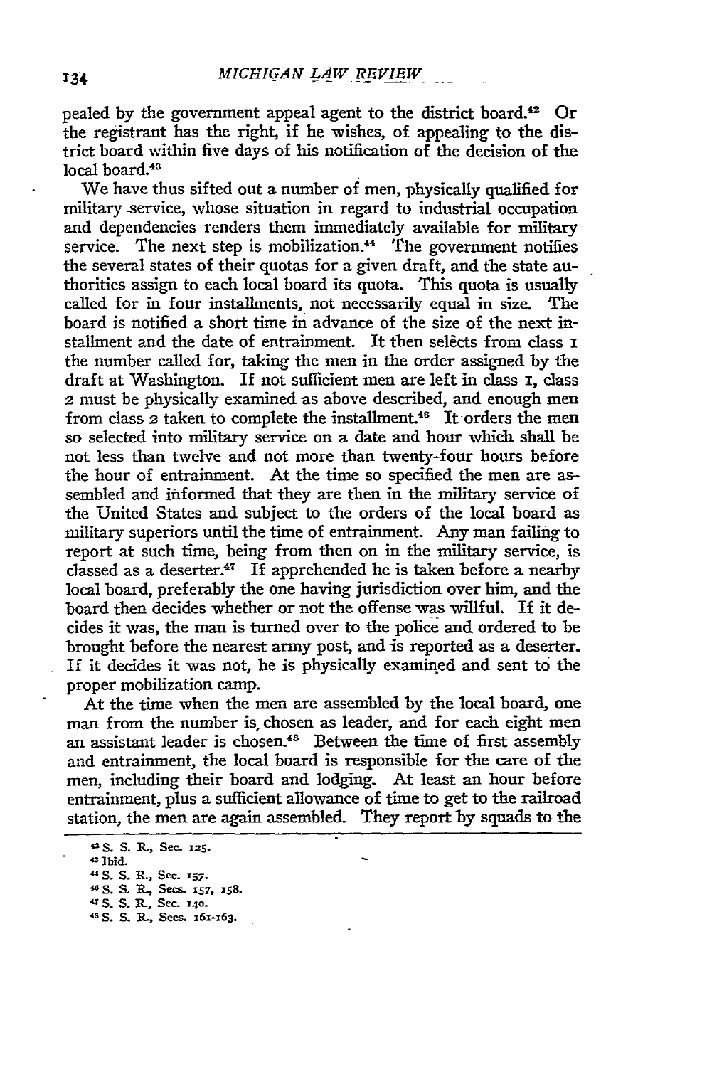pealed by the government appeal agent to the district board.[42] Or the registrant has the right, if he wishes, of appealing to the district board within five days of his notification of the decision of the local board.[43]

We have thus sifted out a number of men, physically qualified for military service, whose situation in regard to industrial occupation and dependencies renders them immediately available for military service. The next step is mobilization.[44] The government notifies the several states of their quotas for a given draft, and the state authorities assign to each local board its quota. This quota is usually called for in four installments, not necessarily equal in size. The board is notified a short time in advance of the size of the next installment and the date of entrainment. It then selects from class 1 the number called for, taking the men in the order assigned by the draft at Washington. If not sufficient men are left in class 1, class 2 must be physically examined as above described, and enough men from class 2 taken to complete the installment.[46] It orders the men so selected into military service on a date and hour which shall be not less than twelve and not more than twenty-four hours before the hour of entrainment. At the time so specified the men are assembled and informed that they are then in the military service of the United States and subject to the orders of the local board as military superiors until the time of entrainment. Any man failing to report at such time, being from then on in the military service, is classed as a deserter.[47] If apprehended he is taken before a nearby local board, preferably the one having jurisdiction over him, and the board then decides whether or not the offense was willful. If it decides it was, the man is turned over to the police and ordered to be brought before the nearest army post, and is reported as a deserter. If it decides it was not, he is physically examined and sent to the proper mobilization camp.

At the time when the men are assembled by the local board, one man from the number is chosen as leader, and for each eight men an assistant leader is chosen.[48] Between the time of first assembly and entrainment, the local board is responsible for the care of the men, including their board and lodging. At least an hour before entrainment, plus a sufficient allowance of time to get to the railroad station, the men are again assembled. They report by squads to the

[42] S. S. R., Sec. 125.

[43] Ibid.

[44] S. S. R., Sec. 157.

[46] S. S. R., Secs. 157, 158.

[47] S. S. R., Sec. 140.

[48] S. S. R., Secs. 161-163.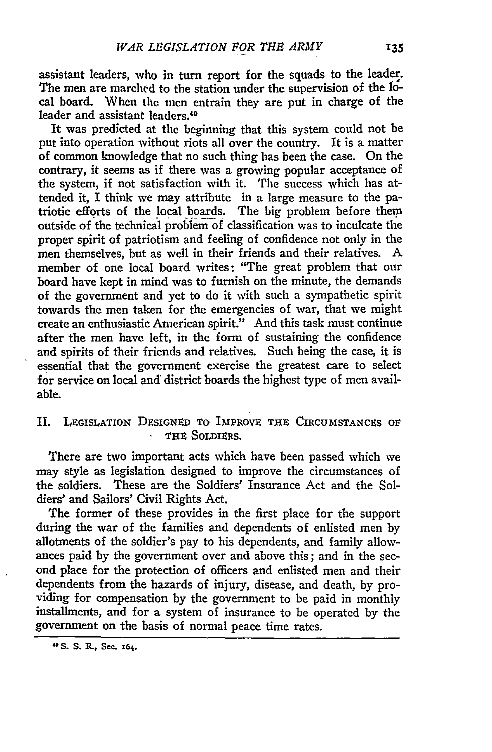assistant leaders, who in turn report for the squads to the leader. The men are marched to the station under the supervision of the local board. When the men entrain they are put in charge of the leader and assistant leaders.[40]

It was predicted at the beginning that this system could not be put into operation without riots all over the country. It is a matter of common knowledge that no such thing has been the case. On the contrary, it seems as if there was a growing popular acceptance of the system, if not satisfaction with it. The success which has attended it, I think we may attribute in a large measure to the patriotic efforts of the local boards. The big problem before them outside of the technical problem of classification was to inculcate the proper spirit of patriotism and feeling of confidence not only in the men themselves, but as well in their friends and their relatives. A member of one local board writes: "The great problem that our board have kept in mind was to furnish on the minute, the demands of the government and yet to do it with such a sympathetic spirit towards the men taken for the emergencies of war, that we might create an enthusiastic American spirit." And this task must continue after the men have left, in the form of sustaining the confidence and spirits of their friends and relatives. Such being the case, it is essential that the government exercise the greatest care to select for service on local and district boards the highest type of men available.

## II. Legislation Designed to Improve the Circumstances of the Soldiers.

There are two important acts which have been passed which we may style as legislation designed to improve the circumstances of the soldiers. These are the Soldiers' Insurance Act and the Soldiers' and Sailors' Civil Rights Act.

The former of these provides in the first place for the support during the war of the families and dependents of enlisted men by allotments of the soldier's pay to his dependents, and family allowances paid by the government over and above this; and in the second place for the protection of officers and enlisted men and their dependents from the hazards of injury, disease, and death, by providing for compensation by the government to be paid in monthly installments, and for a system of insurance to be operated by the government on the basis of normal peace time rates.

---

[40] S. S. R., Sec. 164.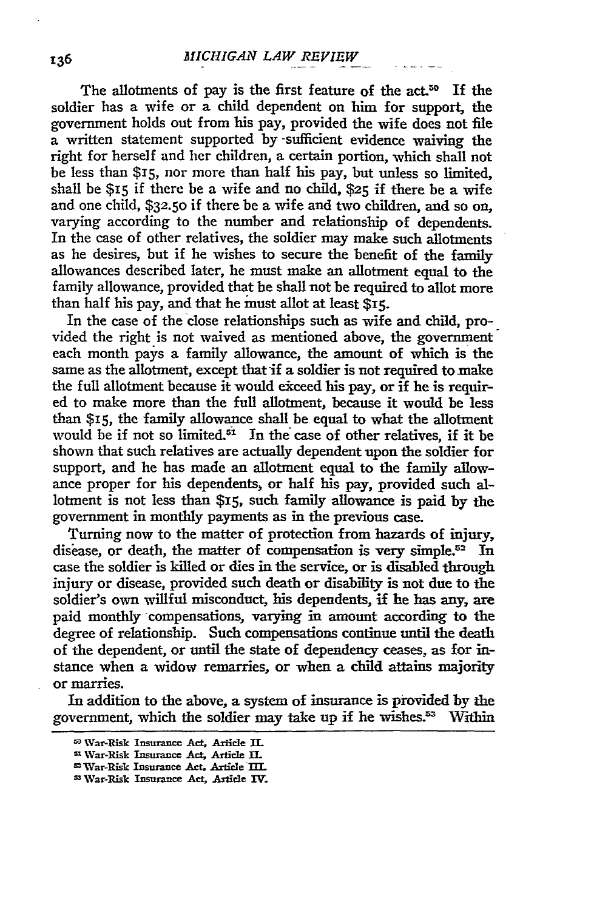The allotments of pay is the first feature of the act.[50] If the soldier has a wife or a child dependent on him for support, the government holds out from his pay, provided the wife does not file a written statement supported by sufficient evidence waiving the right for herself and her children, a certain portion, which shall not be less than $15, nor more than half his pay, but unless so limited, shall be $15 if there be a wife and no child, $25 if there be a wife and one child, $32.50 if there be a wife and two children, and so on, varying according to the number and relationship of dependents. In the case of other relatives, the soldier may make such allotments as he desires, but if he wishes to secure the benefit of the family allowances described later, he must make an allotment equal to the family allowance, provided that he shall not be required to allot more than half his pay, and that he must allot at least $15.

In the case of the close relationships such as wife and child, provided the right is not waived as mentioned above, the government each month pays a family allowance, the amount of which is the same as the allotment, except that if a soldier is not required to make the full allotment because it would exceed his pay, or if he is required to make more than the full allotment, because it would be less than $15, the family allowance shall be equal to what the allotment would be if not so limited.[51] In the case of other relatives, if it be shown that such relatives are actually dependent upon the soldier for support, and he has made an allotment equal to the family allowance proper for his dependents, or half his pay, provided such allotment is not less than $15, such family allowance is paid by the government in monthly payments as in the previous case.

Turning now to the matter of protection from hazards of injury, disease, or death, the matter of compensation is very simple.[52] In case the soldier is killed or dies in the service, or is disabled through injury or disease, provided such death or disability is not due to the soldier's own willful misconduct, his dependents, if he has any, are paid monthly compensations, varying in amount according to the degree of relationship. Such compensations continue until the death of the dependent, or until the state of dependency ceases, as for instance when a widow remarries, or when a child attains majority or marries.

In addition to the above, a system of insurance is provided by the government, which the soldier may take up if he wishes.[53] Within

[50] War-Risk Insurance Act, Article II.

[51] War-Risk Insurance Act, Article II.

[52] War-Risk Insurance Act, Article III.

[53] War-Risk Insurance Act, Article IV.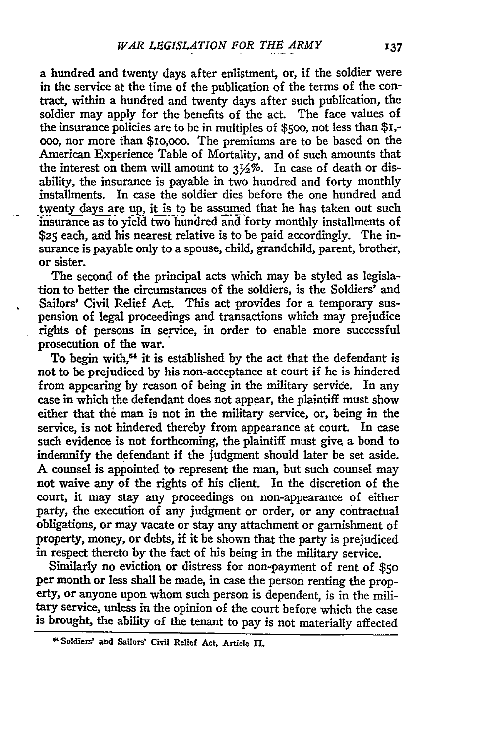a hundred and twenty days after enlistment, or, if the soldier were in the service at the time of the publication of the terms of the contract, within a hundred and twenty days after such publication, the soldier may apply for the benefits of the act. The face values of the insurance policies are to be in multiples of $500, not less than $1,000, nor more than $10,000. The premiums are to be based on the American Experience Table of Mortality, and of such amounts that the interest on them will amount to 3½%. In case of death or disability, the insurance is payable in two hundred and forty monthly installments. In case the soldier dies before the one hundred and twenty days are up, it is to be assumed that he has taken out such insurance as to yield two hundred and forty monthly installments of $25 each, and his nearest relative is to be paid accordingly. The insurance is payable only to a spouse, child, grandchild, parent, brother, or sister.

The second of the principal acts which may be styled as legislation to better the circumstances of the soldiers, is the Soldiers' and Sailors' Civil Relief Act. This act provides for a temporary suspension of legal proceedings and transactions which may prejudice rights of persons in service, in order to enable more successful prosecution of the war.

To begin with,[54] it is established by the act that the defendant is not to be prejudiced by his non-acceptance at court if he is hindered from appearing by reason of being in the military service. In any case in which the defendant does not appear, the plaintiff must show either that the man is not in the military service, or, being in the service, is not hindered thereby from appearance at court. In case such evidence is not forthcoming, the plaintiff must give a bond to indemnify the defendant if the judgment should later be set aside. A counsel is appointed to represent the man, but such counsel may not waive any of the rights of his client. In the discretion of the court, it may stay any proceedings on non-appearance of either party, the execution of any judgment or order, or any contractual obligations, or may vacate or stay any attachment or garnishment of property, money, or debts, if it be shown that the party is prejudiced in respect thereto by the fact of his being in the military service.

Similarly no eviction or distress for non-payment of rent of $50 per month or less shall be made, in case the person renting the property, or anyone upon whom such person is dependent, is in the military service, unless in the opinion of the court before which the case is brought, the ability of the tenant to pay is not materially affected

[54] Soldiers' and Sailors' Civil Relief Act, Article II.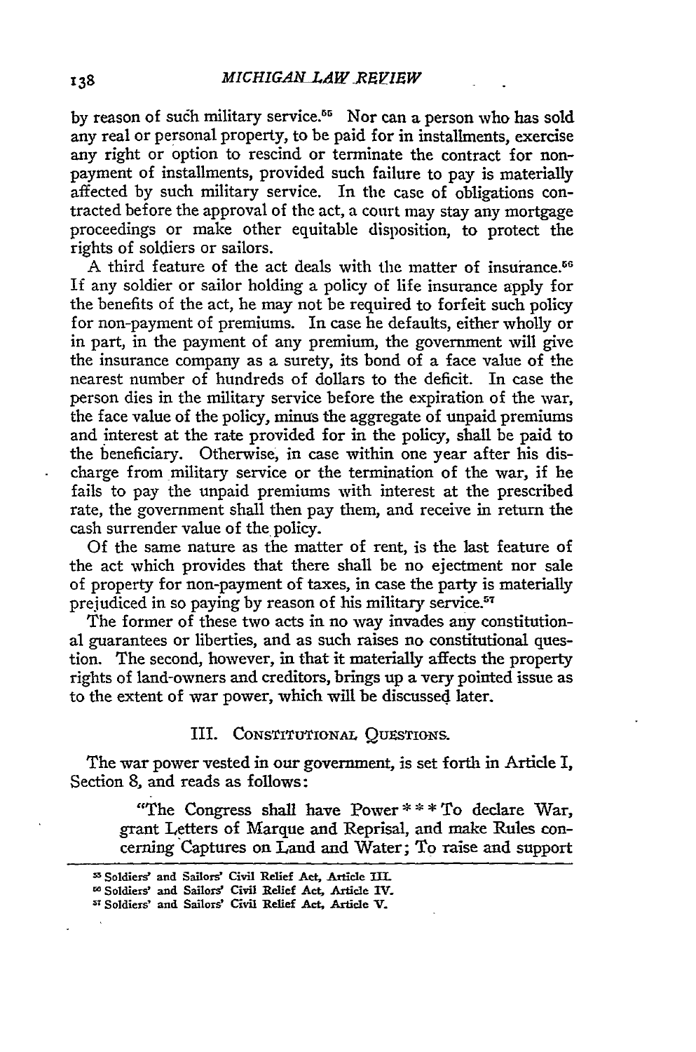by reason of such military service.[55] Nor can a person who has sold any real or personal property, to be paid for in installments, exercise any right or option to rescind or terminate the contract for non-payment of installments, provided such failure to pay is materially affected by such military service. In the case of obligations contracted before the approval of the act, a court may stay any mortgage proceedings or make other equitable disposition, to protect the rights of soldiers or sailors.

A third feature of the act deals with the matter of insurance.[56] If any soldier or sailor holding a policy of life insurance apply for the benefits of the act, he may not be required to forfeit such policy for non-payment of premiums. In case he defaults, either wholly or in part, in the payment of any premium, the government will give the insurance company as a surety, its bond of a face value of the nearest number of hundreds of dollars to the deficit. In case the person dies in the military service before the expiration of the war, the face value of the policy, minus the aggregate of unpaid premiums and interest at the rate provided for in the policy, shall be paid to the beneficiary. Otherwise, in case within one year after his discharge from military service or the termination of the war, if he fails to pay the unpaid premiums with interest at the prescribed rate, the government shall then pay them, and receive in return the cash surrender value of the policy.

Of the same nature as the matter of rent, is the last feature of the act which provides that there shall be no ejectment nor sale of property for non-payment of taxes, in case the party is materially prejudiced in so paying by reason of his military service.[57]

The former of these two acts in no way invades any constitutional guarantees or liberties, and as such raises no constitutional question. The second, however, in that it materially affects the property rights of land-owners and creditors, brings up a very pointed issue as to the extent of war power, which will be discussed later.

## III. CONSTITUTIONAL QUESTIONS.

The war power vested in our government, is set forth in Article I, Section 8, and reads as follows:

> "The Congress shall have Power * * * To declare War, grant Letters of Marque and Reprisal, and make Rules concerning Captures on Land and Water; To raise and support

[55] Soldiers' and Sailors' Civil Relief Act, Article III.
[56] Soldiers' and Sailors' Civil Relief Act, Article IV.
[57] Soldiers' and Sailors' Civil Relief Act, Article V.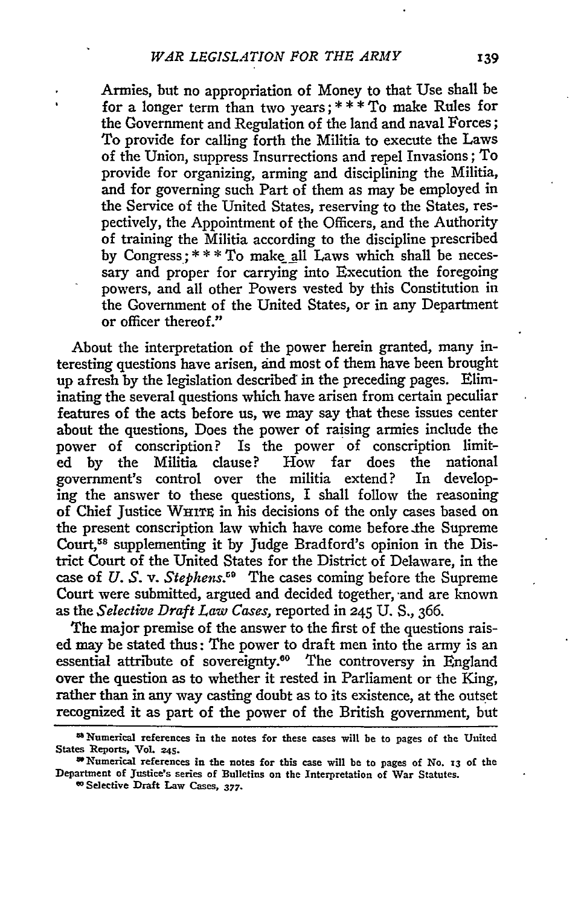Armies, but no appropriation of Money to that Use shall be for a longer term than two years; * * * To make Rules for the Government and Regulation of the land and naval Forces; To provide for calling forth the Militia to execute the Laws of the Union, suppress Insurrections and repel Invasions; To provide for organizing, arming and disciplining the Militia, and for governing such Part of them as may be employed in the Service of the United States, reserving to the States, respectively, the Appointment of the Officers, and the Authority of training the Militia according to the discipline prescribed by Congress; * * * To make all Laws which shall be necessary and proper for carrying into Execution the foregoing powers, and all other Powers vested by this Constitution in the Government of the United States, or in any Department or officer thereof."

About the interpretation of the power herein granted, many interesting questions have arisen, and most of them have been brought up afresh by the legislation described in the preceding pages. Eliminating the several questions which have arisen from certain peculiar features of the acts before us, we may say that these issues center about the questions, Does the power of raising armies include the power of conscription? Is the power of conscription limited by the Militia clause? How far does the national government's control over the militia extend? In developing the answer to these questions, I shall follow the reasoning of Chief Justice WHITE in his decisions of the only cases based on the present conscription law which have come before the Supreme Court,[58] supplementing it by Judge Bradford's opinion in the District Court of the United States for the District of Delaware, in the case of *U. S.* v. *Stephens*.[59] The cases coming before the Supreme Court were submitted, argued and decided together, and are known as the *Selective Draft Law Cases*, reported in 245 U. S., 366.

The major premise of the answer to the first of the questions raised may be stated thus: The power to draft men into the army is an essential attribute of sovereignty.[60] The controversy in England over the question as to whether it rested in Parliament or the King, rather than in any way casting doubt as to its existence, at the outset recognized it as part of the power of the British government, but

[58] Numerical references in the notes for these cases will be to pages of the United States Reports, Vol. 245.

[59] Numerical references in the notes for this case will be to pages of No. 13 of the Department of Justice's series of Bulletins on the Interpretation of War Statutes.

[60] Selective Draft Law Cases, 377.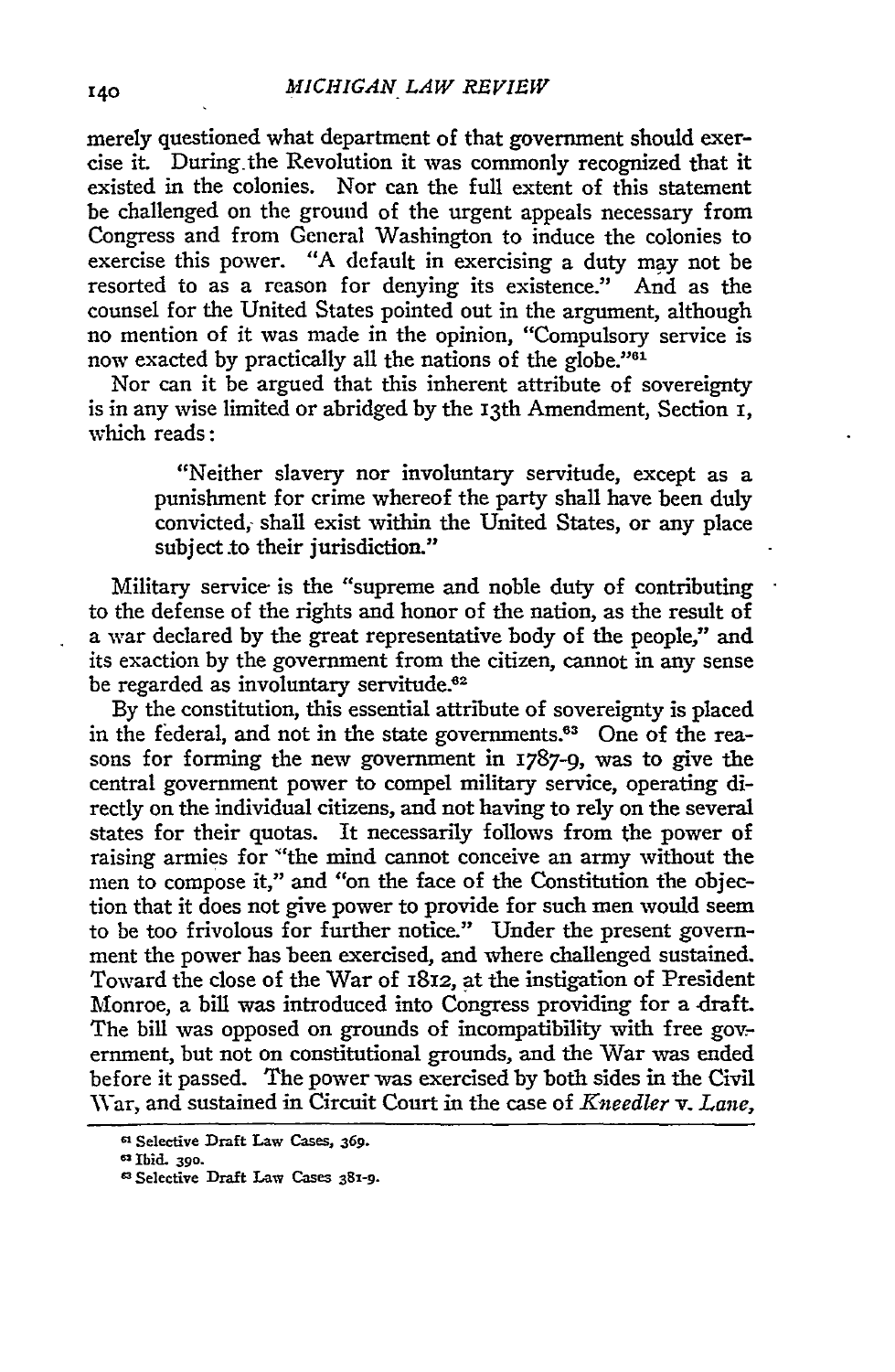merely questioned what department of that government should exercise it. During the Revolution it was commonly recognized that it existed in the colonies. Nor can the full extent of this statement be challenged on the ground of the urgent appeals necessary from Congress and from General Washington to induce the colonies to exercise this power. "A default in exercising a duty may not be resorted to as a reason for denying its existence." And as the counsel for the United States pointed out in the argument, although no mention of it was made in the opinion, "Compulsory service is now exacted by practically all the nations of the globe."[61]

Nor can it be argued that this inherent attribute of sovereignty is in any wise limited or abridged by the 13th Amendment, Section 1, which reads:

> "Neither slavery nor involuntary servitude, except as a punishment for crime whereof the party shall have been duly convicted, shall exist within the United States, or any place subject to their jurisdiction."

Military service is the "supreme and noble duty of contributing to the defense of the rights and honor of the nation, as the result of a war declared by the great representative body of the people," and its exaction by the government from the citizen, cannot in any sense be regarded as involuntary servitude.[62]

By the constitution, this essential attribute of sovereignty is placed in the federal, and not in the state governments.[63] One of the reasons for forming the new government in 1787-9, was to give the central government power to compel military service, operating directly on the individual citizens, and not having to rely on the several states for their quotas. It necessarily follows from the power of raising armies for "the mind cannot conceive an army without the men to compose it," and "on the face of the Constitution the objection that it does not give power to provide for such men would seem to be too frivolous for further notice." Under the present government the power has been exercised, and where challenged sustained. Toward the close of the War of 1812, at the instigation of President Monroe, a bill was introduced into Congress providing for a draft. The bill was opposed on grounds of incompatibility with free government, but not on constitutional grounds, and the War was ended before it passed. The power was exercised by both sides in the Civil War, and sustained in Circuit Court in the case of *Kneedler* v. *Lane*,

[61] Selective Draft Law Cases, 369.

[62] Ibid. 390.

[63] Selective Draft Law Cases 381-9.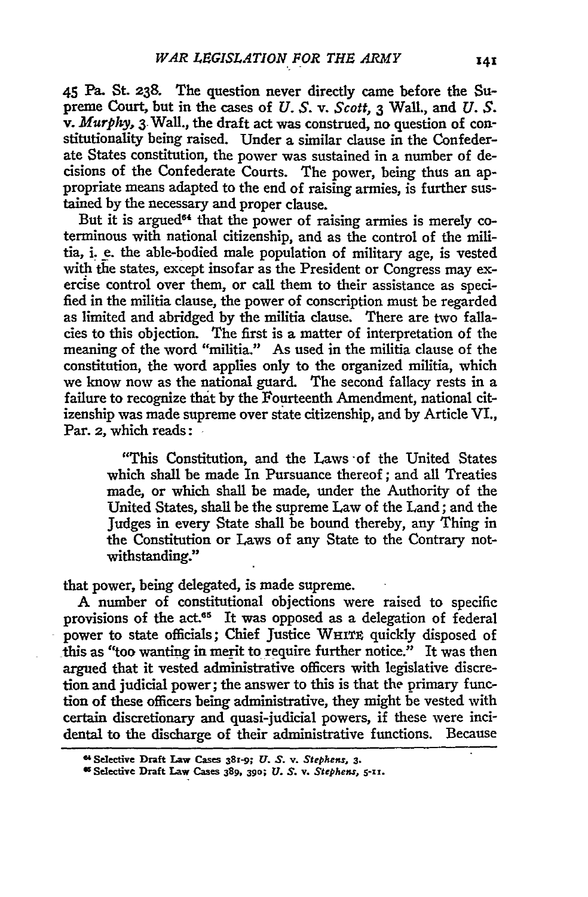45 Pa. St. 238. The question never directly came before the Supreme Court, but in the cases of *U. S.* v. *Scott*, 3 Wall., and *U. S.* v. *Murphy*, 3 Wall., the draft act was construed, no question of constitutionality being raised. Under a similar clause in the Confederate States constitution, the power was sustained in a number of decisions of the Confederate Courts. The power, being thus an appropriate means adapted to the end of raising armies, is further sustained by the necessary and proper clause.

But it is argued[64] that the power of raising armies is merely coterminous with national citizenship, and as the control of the militia, i. e. the able-bodied male population of military age, is vested with the states, except insofar as the President or Congress may exercise control over them, or call them to their assistance as specified in the militia clause, the power of conscription must be regarded as limited and abridged by the militia clause. There are two fallacies to this objection. The first is a matter of interpretation of the meaning of the word "militia." As used in the militia clause of the constitution, the word applies only to the organized militia, which we know now as the national guard. The second fallacy rests in a failure to recognize that by the Fourteenth Amendment, national citizenship was made supreme over state citizenship, and by Article VI., Par. 2, which reads:

> "This Constitution, and the Laws of the United States which shall be made In Pursuance thereof; and all Treaties made, or which shall be made, under the Authority of the United States, shall be the supreme Law of the Land; and the Judges in every State shall be bound thereby, any Thing in the Constitution or Laws of any State to the Contrary notwithstanding."

that power, being delegated, is made supreme.

A number of constitutional objections were raised to specific provisions of the act.[65] It was opposed as a delegation of federal power to state officials; Chief Justice WHITE quickly disposed of this as "too wanting in merit to require further notice." It was then argued that it vested administrative officers with legislative discretion and judicial power; the answer to this is that the primary function of these officers being administrative, they might be vested with certain discretionary and quasi-judicial powers, if these were incidental to the discharge of their administrative functions. Because

---

[64] Selective Draft Law Cases 381-9; *U. S.* v. *Stephens*, 3.

[65] Selective Draft Law Cases 389, 390; *U. S.* v. *Stephens*, 5-11.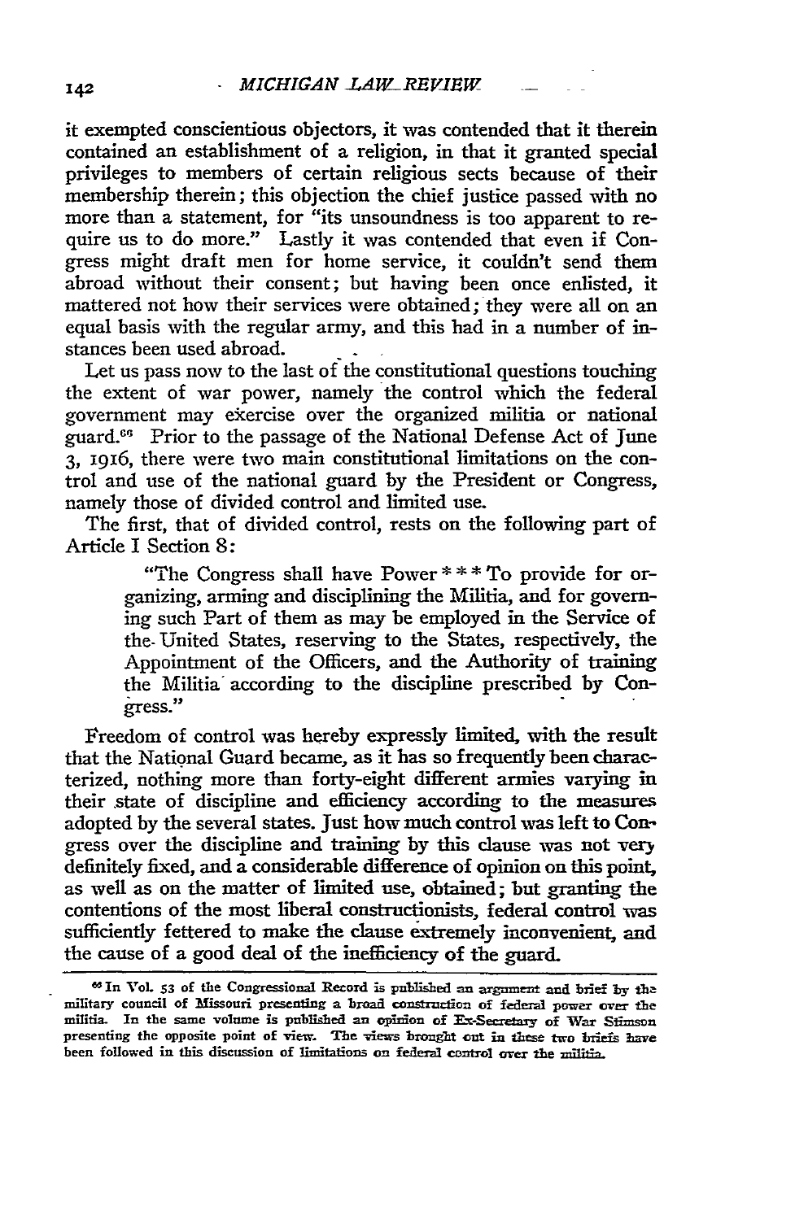it exempted conscientious objectors, it was contended that it therein contained an establishment of a religion, in that it granted special privileges to members of certain religious sects because of their membership therein; this objection the chief justice passed with no more than a statement, for "its unsoundness is too apparent to require us to do more." Lastly it was contended that even if Congress might draft men for home service, it couldn't send them abroad without their consent; but having been once enlisted, it mattered not how their services were obtained; they were all on an equal basis with the regular army, and this had in a number of instances been used abroad.

Let us pass now to the last of the constitutional questions touching the extent of war power, namely the control which the federal government may exercise over the organized militia or national guard.[66] Prior to the passage of the National Defense Act of June 3, 1916, there were two main constitutional limitations on the control and use of the national guard by the President or Congress, namely those of divided control and limited use.

The first, that of divided control, rests on the following part of Article I Section 8:

> "The Congress shall have Power * * * To provide for organizing, arming and disciplining the Militia, and for governing such Part of them as may be employed in the Service of the United States, reserving to the States, respectively, the Appointment of the Officers, and the Authority of training the Militia according to the discipline prescribed by Congress."

Freedom of control was hereby expressly limited, with the result that the National Guard became, as it has so frequently been characterized, nothing more than forty-eight different armies varying in their state of discipline and efficiency according to the measures adopted by the several states. Just how much control was left to Congress over the discipline and training by this clause was not very definitely fixed, and a considerable difference of opinion on this point, as well as on the matter of limited use, obtained; but granting the contentions of the most liberal constructionists, federal control was sufficiently fettered to make the clause extremely inconvenient, and the cause of a good deal of the inefficiency of the guard.

---

[66] In Vol. 53 of the Congressional Record is published an argument and brief by the military council of Missouri presenting a broad construction of federal power over the militia. In the same volume is published an opinion of Ex-Secretary of War Stimson presenting the opposite point of view. The views brought out in these two briefs have been followed in this discussion of limitations on federal control over the militia.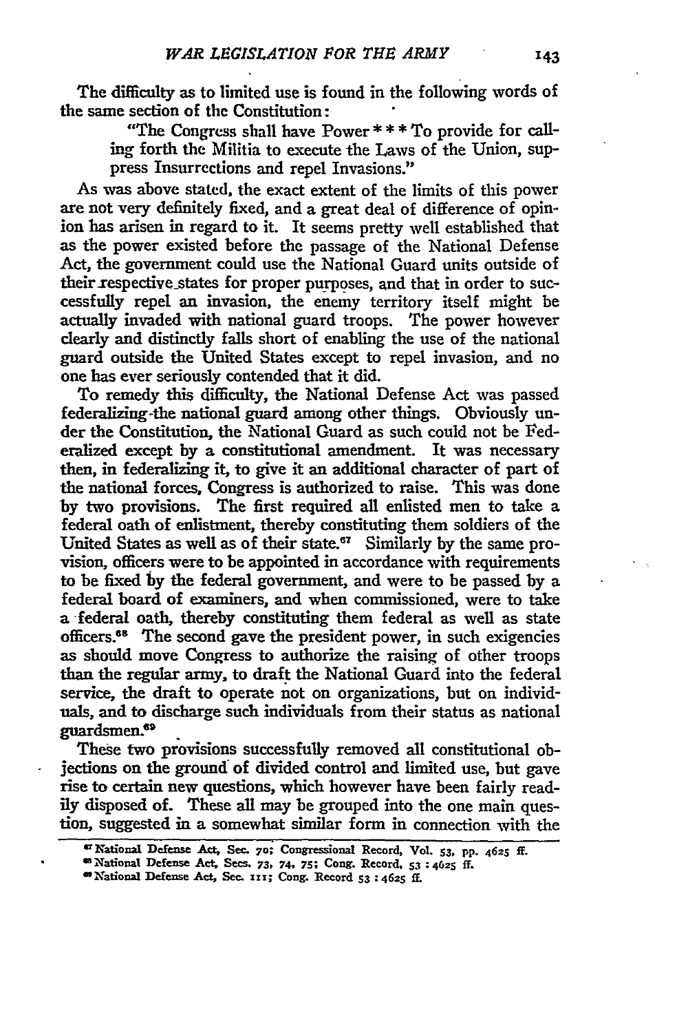The difficulty as to limited use is found in the following words of the same section of the Constitution:

> "The Congress shall have Power * * * To provide for calling forth the Militia to execute the Laws of the Union, suppress Insurrections and repel Invasions."

As was above stated, the exact extent of the limits of this power are not very definitely fixed, and a great deal of difference of opinion has arisen in regard to it. It seems pretty well established that as the power existed before the passage of the National Defense Act, the government could use the National Guard units outside of their respective states for proper purposes, and that in order to successfully repel an invasion, the enemy territory itself might be actually invaded with national guard troops. The power however clearly and distinctly falls short of enabling the use of the national guard outside the United States except to repel invasion, and no one has ever seriously contended that it did.

To remedy this difficulty, the National Defense Act was passed federalizing the national guard among other things. Obviously under the Constitution, the National Guard as such could not be Federalized except by a constitutional amendment. It was necessary then, in federalizing it, to give it an additional character of part of the national forces, Congress is authorized to raise. This was done by two provisions. The first required all enlisted men to take a federal oath of enlistment, thereby constituting them soldiers of the United States as well as of their state.[67] Similarly by the same provision, officers were to be appointed in accordance with requirements to be fixed by the federal government, and were to be passed by a federal board of examiners, and when commissioned, were to take a federal oath, thereby constituting them federal as well as state officers.[68] The second gave the president power, in such exigencies as should move Congress to authorize the raising of other troops than the regular army, to draft the National Guard into the federal service, the draft to operate not on organizations, but on individuals, and to discharge such individuals from their status as national guardsmen.[69]

These two provisions successfully removed all constitutional objections on the ground of divided control and limited use, but gave rise to certain new questions, which however have been fairly readily disposed of. These all may be grouped into the one main question, suggested in a somewhat similar form in connection with the

---

[67] National Defense Act, Sec. 70; Congressional Record, Vol. 53, pp. 4625 ff.

[68] National Defense Act, Secs. 73, 74, 75; Cong. Record, 53 : 4625 ff.

[69] National Defense Act, Sec. 111; Cong. Record 53 : 4625 ff.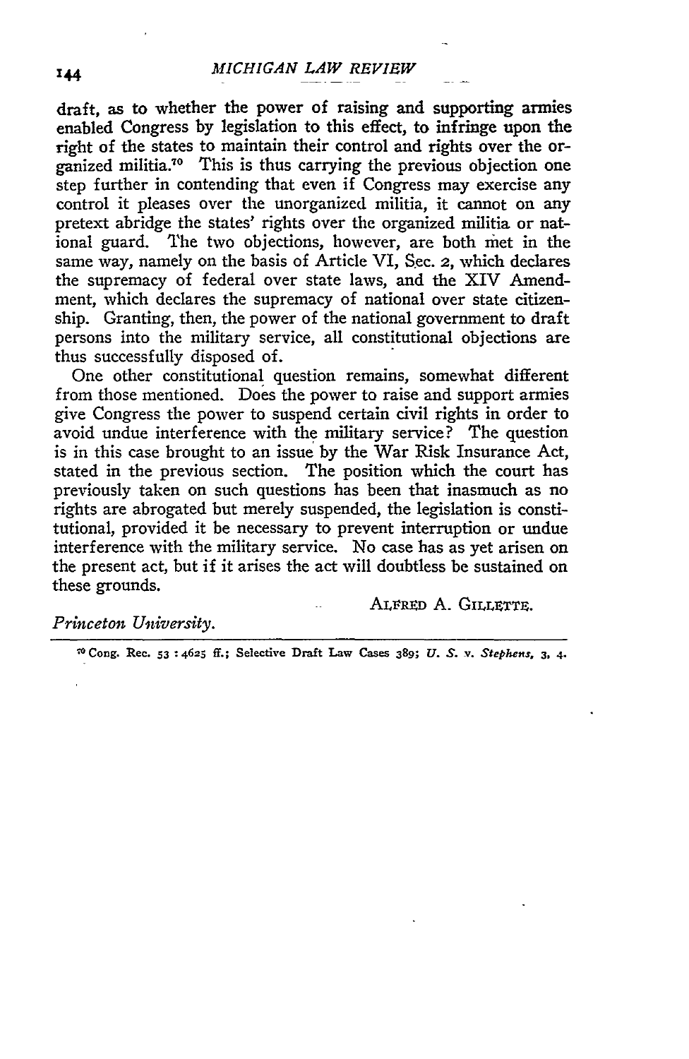draft, as to whether the power of raising and supporting armies enabled Congress by legislation to this effect, to infringe upon the right of the states to maintain their control and rights over the organized militia.[70] This is thus carrying the previous objection one step further in contending that even if Congress may exercise any control it pleases over the unorganized militia, it cannot on any pretext abridge the states' rights over the organized militia or national guard. The two objections, however, are both met in the same way, namely on the basis of Article VI, Sec. 2, which declares the supremacy of federal over state laws, and the XIV Amendment, which declares the supremacy of national over state citizenship. Granting, then, the power of the national government to draft persons into the military service, all constitutional objections are thus successfully disposed of.

One other constitutional question remains, somewhat different from those mentioned. Does the power to raise and support armies give Congress the power to suspend certain civil rights in order to avoid undue interference with the military service? The question is in this case brought to an issue by the War Risk Insurance Act, stated in the previous section. The position which the court has previously taken on such questions has been that inasmuch as no rights are abrogated but merely suspended, the legislation is constitutional, provided it be necessary to prevent interruption or undue interference with the military service. No case has as yet arisen on the present act, but if it arises the act will doubtless be sustained on these grounds.

ALFRED A. GILLETTE.

*Princeton University.*

---

[70] Cong. Rec. 53 : 4625 ff.; Selective Draft Law Cases 389; *U. S.* v. *Stephens*, 3, 4.